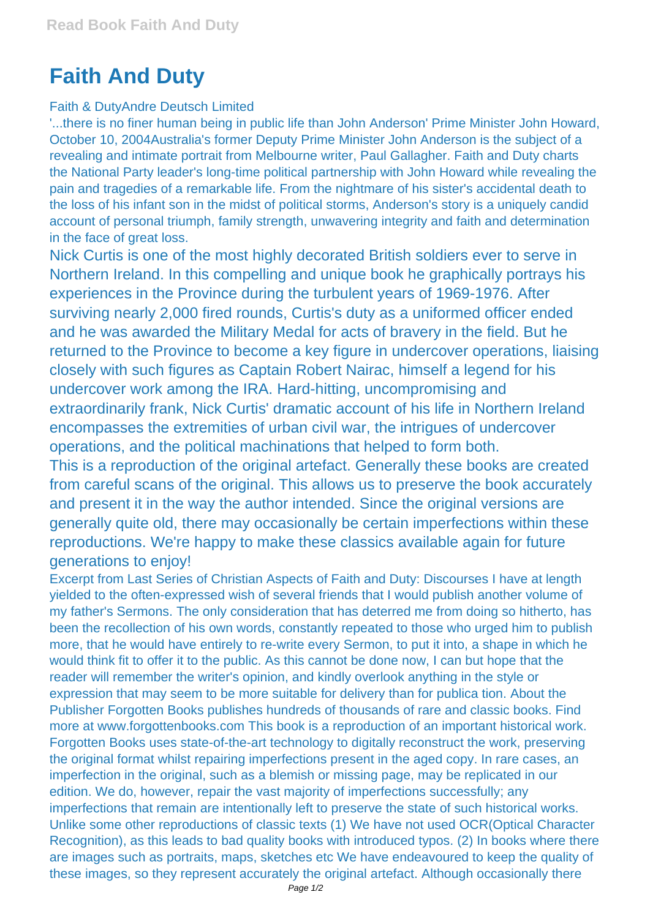# Faith And Duty

Faith & DutyAndre Deutsch Limited

'...there is no finer human being in public life than John Anderson' Prime Minister John Howard, October 10, 2004Australia's former Deputy Prime Minister John Anderson is the subject of a revealing and intimate portrait from Melbourne writer, Paul Gallagher. Faith and Duty charts the National Party leader's long-time political partnership with John Howard while revealing the pain and tragedies of a remarkable life. From the nightmare of his sister's accidental death to the loss of his infant son in the midst of political storms, Anderson's story is a uniquely candid account of personal triumph, family strength, unwavering integrity and faith and determination in the face of great loss.

Nick Curtis is one of the most highly decorated British soldiers ever to serve in Northern Ireland. In this compelling and unique book he graphically portrays his experiences in the Province during the turbulent years of 1969-1976. After surviving nearly 2,000 fired rounds, Curtis's duty as a uniformed officer ended and he was awarded the Military Medal for acts of bravery in the field. But he returned to the Province to become a key figure in undercover operations, liaising closely with such figures as Captain Robert Nairac, himself a legend for his undercover work among the IRA. Hard-hitting, uncompromising and extraordinarily frank, Nick Curtis' dramatic account of his life in Northern Ireland encompasses the extremities of urban civil war, the intrigues of undercover operations, and the political machinations that helped to form both.

This is a reproduction of the original artefact. Generally these books are created from careful scans of the original. This allows us to preserve the book accurately and present it in the way the author intended. Since the original versions are generally quite old, there may occasionally be certain imperfections within these reproductions. We're happy to make these classics available again for future generations to enjoy!

Excerpt from Last Series of Christian Aspects of Faith and Duty: Discourses I have at length yielded to the often-expressed wish of several friends that I would publish another volume of my father's Sermons. The only consideration that has deterred me from doing so hitherto, has been the recollection of his own words, constantly repeated to those who urged him to publish more, that he would have entirely to re-write every Sermon, to put it into, a shape in which he would think fit to offer it to the public. As this cannot be done now, I can but hope that the reader will remember the writer's opinion, and kindly overlook anything in the style or expression that may seem to be more suitable for delivery than for publica tion. About the Publisher Forgotten Books publishes hundreds of thousands of rare and classic books. Find more at www.forgottenbooks.com This book is a reproduction of an important historical work. Forgotten Books uses state-of-the-art technology to digitally reconstruct the work, preserving the original format whilst repairing imperfections present in the aged copy. In rare cases, an imperfection in the original, such as a blemish or missing page, may be replicated in our edition. We do, however, repair the vast majority of imperfections successfully; any imperfections that remain are intentionally left to preserve the state of such historical works. Unlike some other reproductions of classic texts (1) We have not used OCR(Optical Character Recognition), as this leads to bad quality books with introduced typos. (2) In books where there are images such as portraits, maps, sketches etc We have endeavoured to keep the quality of these images, so they represent accurately the original artefact. Although occasionally there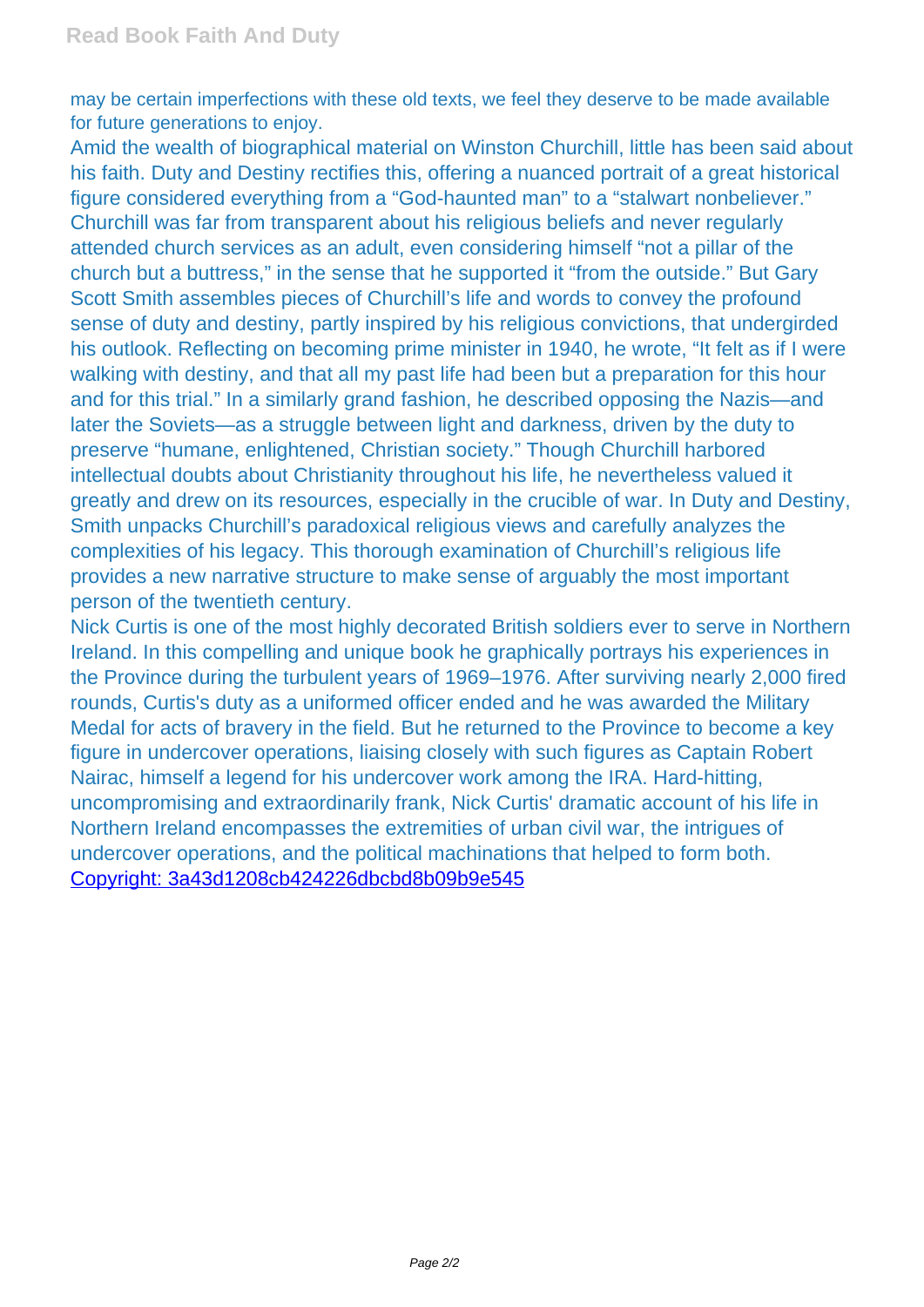may be certain imperfections with these old texts, we feel they deserve to be made available for future generations to enjoy.

Amid the wealth of biographical material on Winston Churchill, little has been said about his faith. Duty and Destiny rectifies this, offering a nuanced portrait of a great historical figure considered everything from a “God-haunted man” to a “stalwart nonbeliever.” Churchill was far from transparent about his religious beliefs and never regularly attended church services as an adult, even considering himself “not a pillar of the church but a buttress,” in the sense that he supported it “from the outside.” But Gary Scott Smith assembles pieces of Churchill’s life and words to convey the profound sense of duty and destiny, partly inspired by his religious convictions, that undergirded his outlook. Reflecting on becoming prime minister in 1940, he wrote, “It felt as if I were walking with destiny, and that all my past life had been but a preparation for this hour and for this trial.” In a similarly grand fashion, he described opposing the Nazis—and later the Soviets—as a struggle between light and darkness, driven by the duty to preserve “humane, enlightened, Christian society.” Though Churchill harbored intellectual doubts about Christianity throughout his life, he nevertheless valued it greatly and drew on its resources, especially in the crucible of war. In Duty and Destiny, Smith unpacks Churchill’s paradoxical religious views and carefully analyzes the complexities of his legacy. This thorough examination of Churchill’s religious life provides a new narrative structure to make sense of arguably the most important person of the twentieth century.

Nick Curtis is one of the most highly decorated British soldiers ever to serve in Northern Ireland. In this compelling and unique book he graphically portrays his experiences in the Province during the turbulent years of 1969–1976. After surviving nearly 2,000 fired rounds, Curtis's duty as a uniformed officer ended and he was awarded the Military Medal for acts of bravery in the field. But he returned to the Province to become a key figure in undercover operations, liaising closely with such figures as Captain Robert Nairac, himself a legend for his undercover work among the IRA. Hard-hitting, uncompromising and extraordinarily frank, Nick Curtis' dramatic account of his life in Northern Ireland encompasses the extremities of urban civil war, the intrigues of undercover operations, and the political machinations that helped to form both.

Copyright: 3a43d1208cb424226dbcbd8b09b9e545